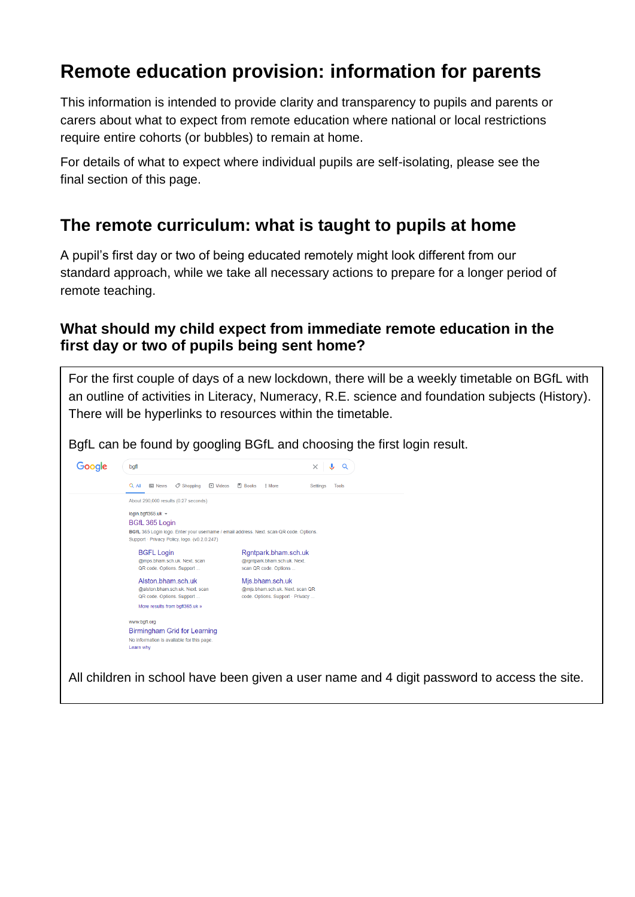# Remote education provision: information for parents

This information is intended to provide clarity and transparency to pupils and parents or carers about what to expect from remote education where national or local restrictions require entire cohorts (or bubbles) to remain at home.

For details of what to expect where individual pupils are self-isolating, please see the final section of this page.

## The remote curriculum: what is taught to pupils at home

A pupil's first day or two of being educated remotely might look different from our standard approach, while we take all necessary actions to prepare for a longer period of remote teaching.

### What should my child expect from immediate remote education in the first day or two of pupils being sent home?

For the first couple of days of a new lockdown, there will be a weekly timetable on BGfL with an outline of activities in Literacy, Numeracy, R.E. science and foundation subjects (History). There will be hyperlinks to resources within the timetable.

BgfL can be found by googling BGfL and choosing the first login result.

All children in school have been given a user name and 4 digit password to access the site.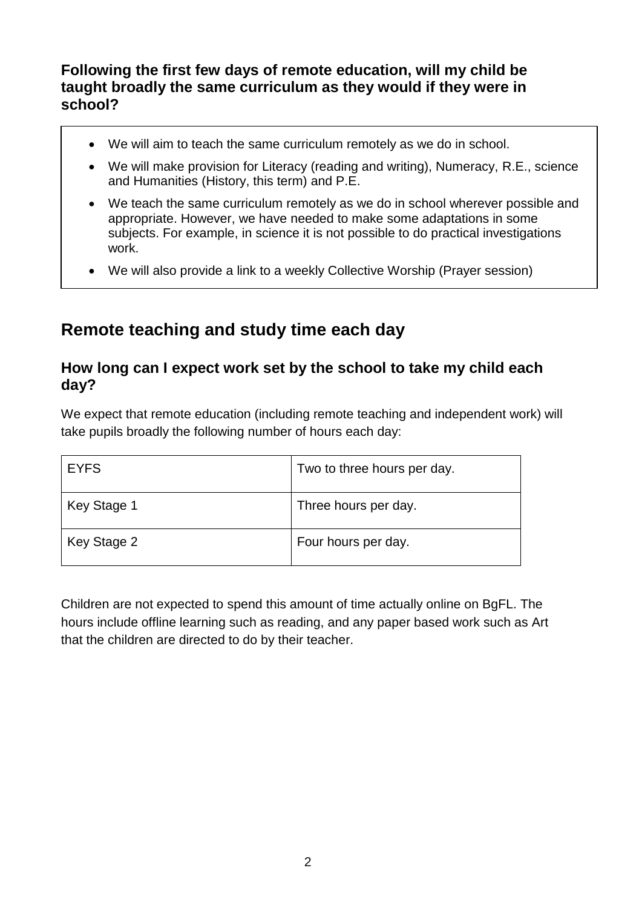### Following the first few days of remote education, will my child be taught broadly the same curriculum as they would if they were in school?

- We will aim to teach the same curriculum remotely as we do in school.
- We will make provision for Literacy (reading and writing), Numeracy, R.E., science and Humanities (History, this term) and P.E.
- We teach the same curriculum remotely as we do in school wherever possible and appropriate. However, we have needed to make some adaptations in some subjects. For example, in science it is not possible to do practical investigations work.
- We will also provide a link to a weekly Collective Worship (Prayer session)

## Remote teaching and study time each day

### How long can I expect work set by the school to take my child each day?

We expect that remote education (including remote teaching and independent work) will take pupils broadly the following number of hours each day:

| | |
|---|---|
| EYFS | Two to three hours per day. |
| Key Stage 1 | Three hours per day. |
| Key Stage 2 | Four hours per day. |

Children are not expected to spend this amount of time actually online on BgFL. The hours include offline learning such as reading, and any paper based work such as Art that the children are directed to do by their teacher.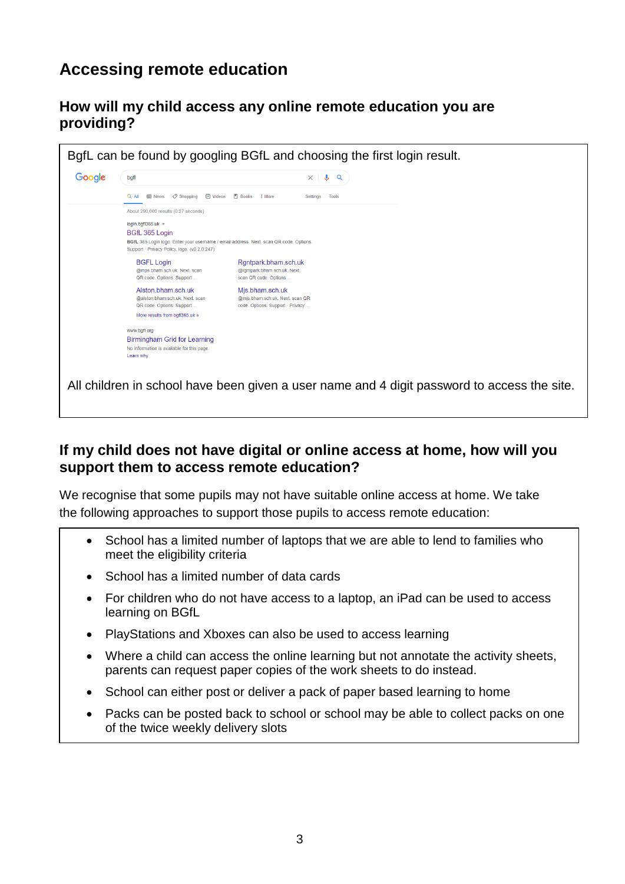## Accessing remote education

### How will my child access any online remote education you are providing?

BgfL can be found by googling BGfL and choosing the first login result.

All children in school have been given a user name and 4 digit password to access the site.

### If my child does not have digital or online access at home, how will you support them to access remote education?

We recognise that some pupils may not have suitable online access at home. We take the following approaches to support those pupils to access remote education:

- School has a limited number of laptops that we are able to lend to families who meet the eligibility criteria
- School has a limited number of data cards
- For children who do not have access to a laptop, an iPad can be used to access learning on BGfL
- PlayStations and Xboxes can also be used to access learning
- Where a child can access the online learning but not annotate the activity sheets, parents can request paper copies of the work sheets to do instead.
- School can either post or deliver a pack of paper based learning to home
- Packs can be posted back to school or school may be able to collect packs on one of the twice weekly delivery slots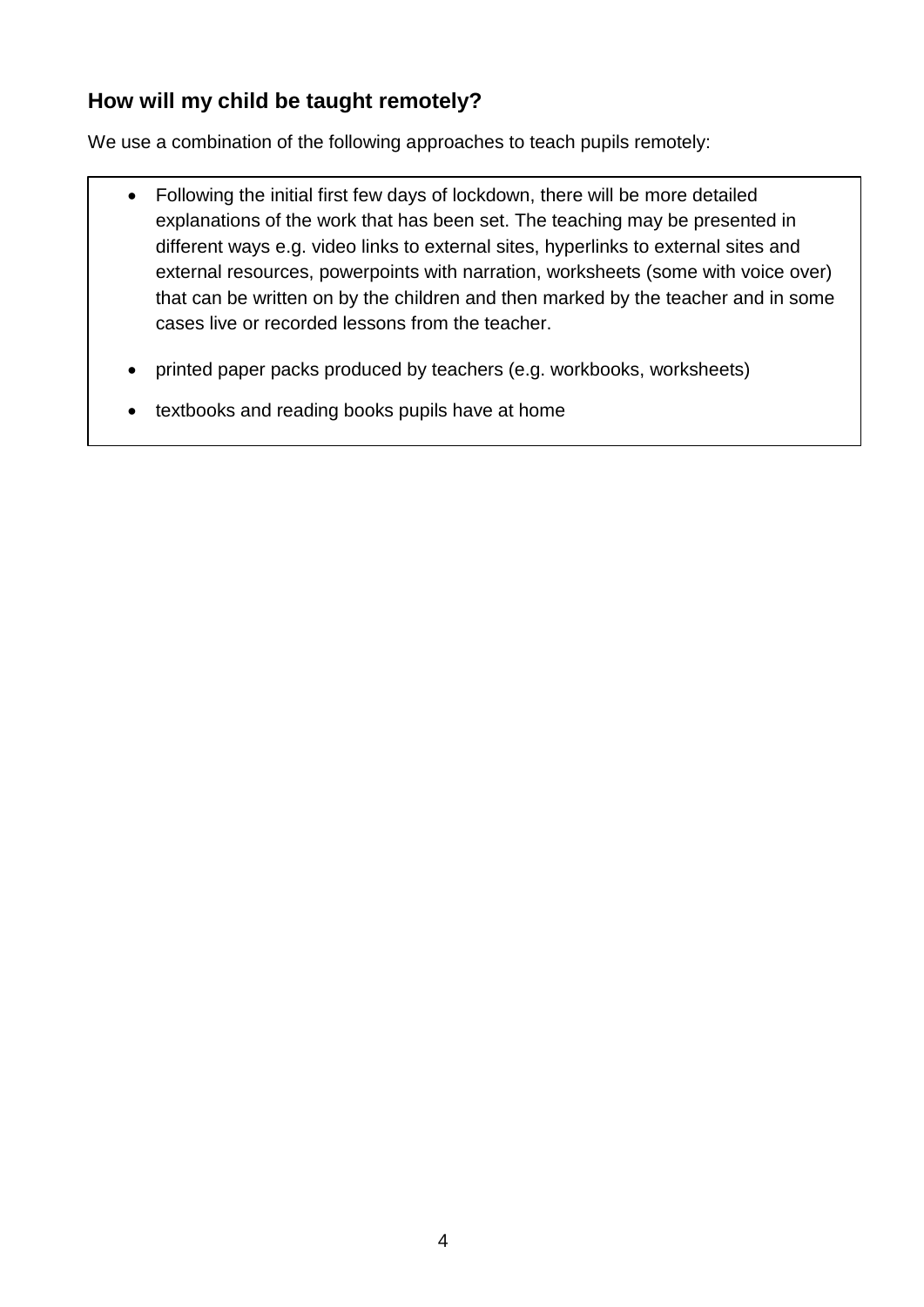## How will my child be taught remotely?

We use a combination of the following approaches to teach pupils remotely:

- Following the initial first few days of lockdown, there will be more detailed explanations of the work that has been set. The teaching may be presented in different ways e.g. video links to external sites, hyperlinks to external sites and external resources, powerpoints with narration, worksheets (some with voice over) that can be written on by the children and then marked by the teacher and in some cases live or recorded lessons from the teacher.
- printed paper packs produced by teachers (e.g. workbooks, worksheets)
- textbooks and reading books pupils have at home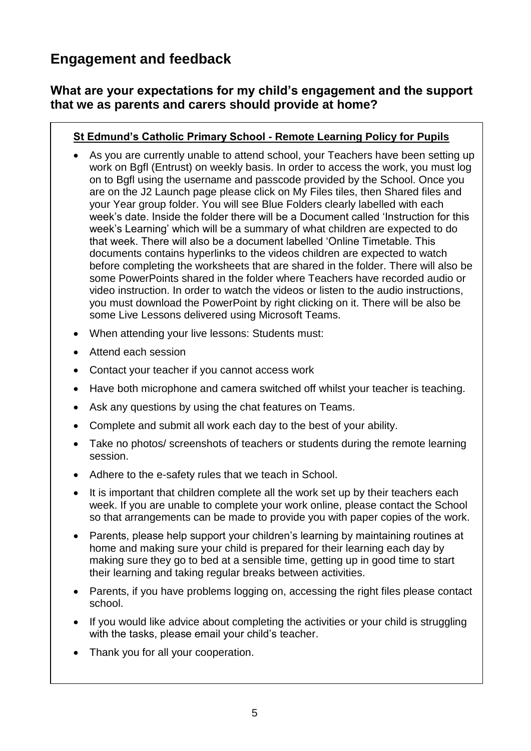## Engagement and feedback

### What are your expectations for my child's engagement and the support that we as parents and carers should provide at home?

**St Edmund's Catholic Primary School - Remote Learning Policy for Pupils**

- As you are currently unable to attend school, your Teachers have been setting up work on Bgfl (Entrust) on weekly basis. In order to access the work, you must log on to Bgfl using the username and passcode provided by the School. Once you are on the J2 Launch page please click on My Files tiles, then Shared files and your Year group folder. You will see Blue Folders clearly labelled with each week's date. Inside the folder there will be a Document called 'Instruction for this week's Learning' which will be a summary of what children are expected to do that week. There will also be a document labelled 'Online Timetable. This documents contains hyperlinks to the videos children are expected to watch before completing the worksheets that are shared in the folder. There will also be some PowerPoints shared in the folder where Teachers have recorded audio or video instruction. In order to watch the videos or listen to the audio instructions, you must download the PowerPoint by right clicking on it. There will be also be some Live Lessons delivered using Microsoft Teams.
- When attending your live lessons: Students must:
- Attend each session
- Contact your teacher if you cannot access work
- Have both microphone and camera switched off whilst your teacher is teaching.
- Ask any questions by using the chat features on Teams.
- Complete and submit all work each day to the best of your ability.
- Take no photos/ screenshots of teachers or students during the remote learning session.
- Adhere to the e-safety rules that we teach in School.
- It is important that children complete all the work set up by their teachers each week. If you are unable to complete your work online, please contact the School so that arrangements can be made to provide you with paper copies of the work.
- Parents, please help support your children's learning by maintaining routines at home and making sure your child is prepared for their learning each day by making sure they go to bed at a sensible time, getting up in good time to start their learning and taking regular breaks between activities.
- Parents, if you have problems logging on, accessing the right files please contact school.
- If you would like advice about completing the activities or your child is struggling with the tasks, please email your child's teacher.
- Thank you for all your cooperation.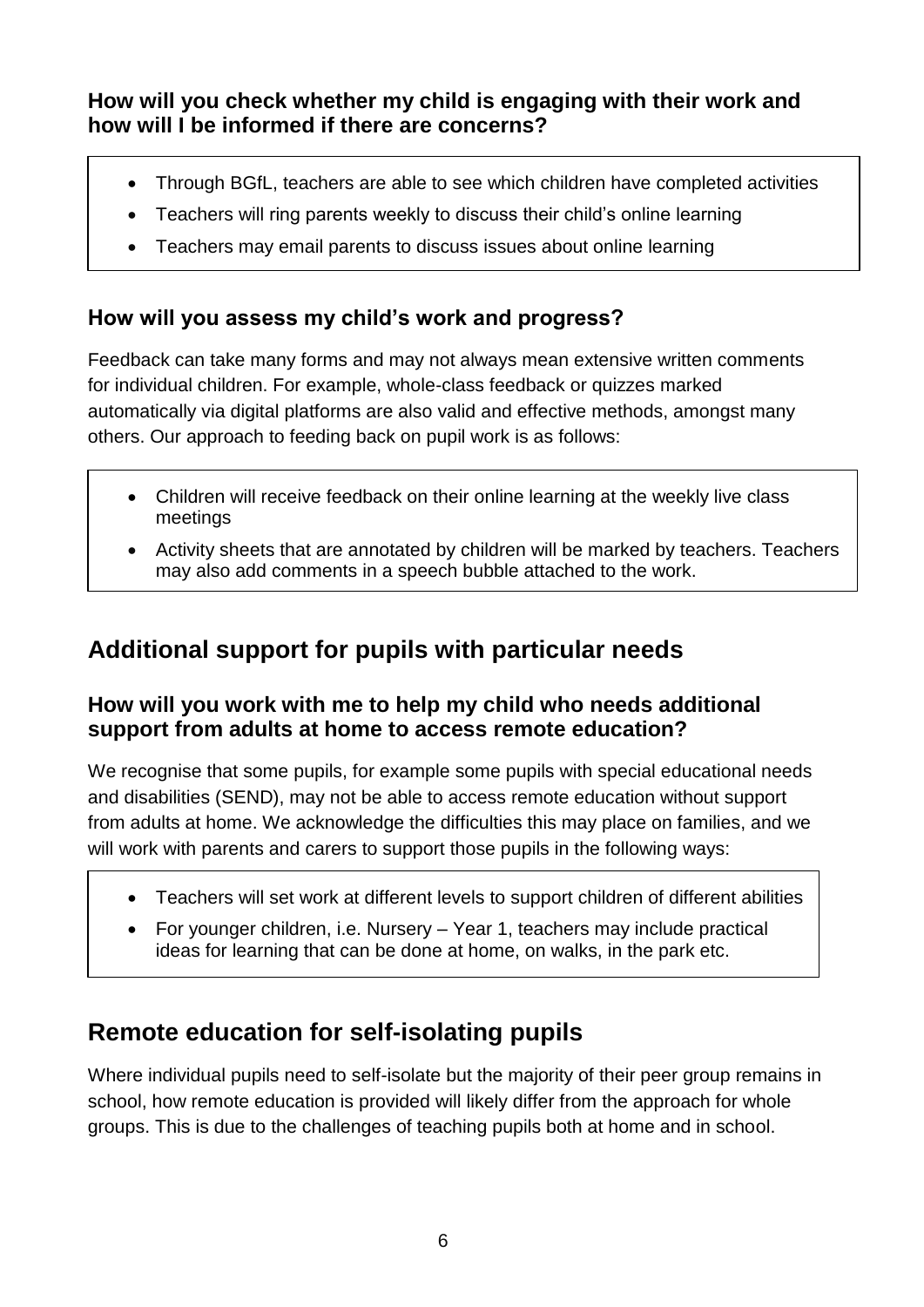### How will you check whether my child is engaging with their work and how will I be informed if there are concerns?

- Through BGfL, teachers are able to see which children have completed activities
- Teachers will ring parents weekly to discuss their child's online learning
- Teachers may email parents to discuss issues about online learning

### How will you assess my child's work and progress?

Feedback can take many forms and may not always mean extensive written comments for individual children. For example, whole-class feedback or quizzes marked automatically via digital platforms are also valid and effective methods, amongst many others. Our approach to feeding back on pupil work is as follows:

- Children will receive feedback on their online learning at the weekly live class meetings
- Activity sheets that are annotated by children will be marked by teachers. Teachers may also add comments in a speech bubble attached to the work.

## Additional support for pupils with particular needs

### How will you work with me to help my child who needs additional support from adults at home to access remote education?

We recognise that some pupils, for example some pupils with special educational needs and disabilities (SEND), may not be able to access remote education without support from adults at home. We acknowledge the difficulties this may place on families, and we will work with parents and carers to support those pupils in the following ways:

- Teachers will set work at different levels to support children of different abilities
- For younger children, i.e. Nursery – Year 1, teachers may include practical ideas for learning that can be done at home, on walks, in the park etc.

## Remote education for self-isolating pupils

Where individual pupils need to self-isolate but the majority of their peer group remains in school, how remote education is provided will likely differ from the approach for whole groups. This is due to the challenges of teaching pupils both at home and in school.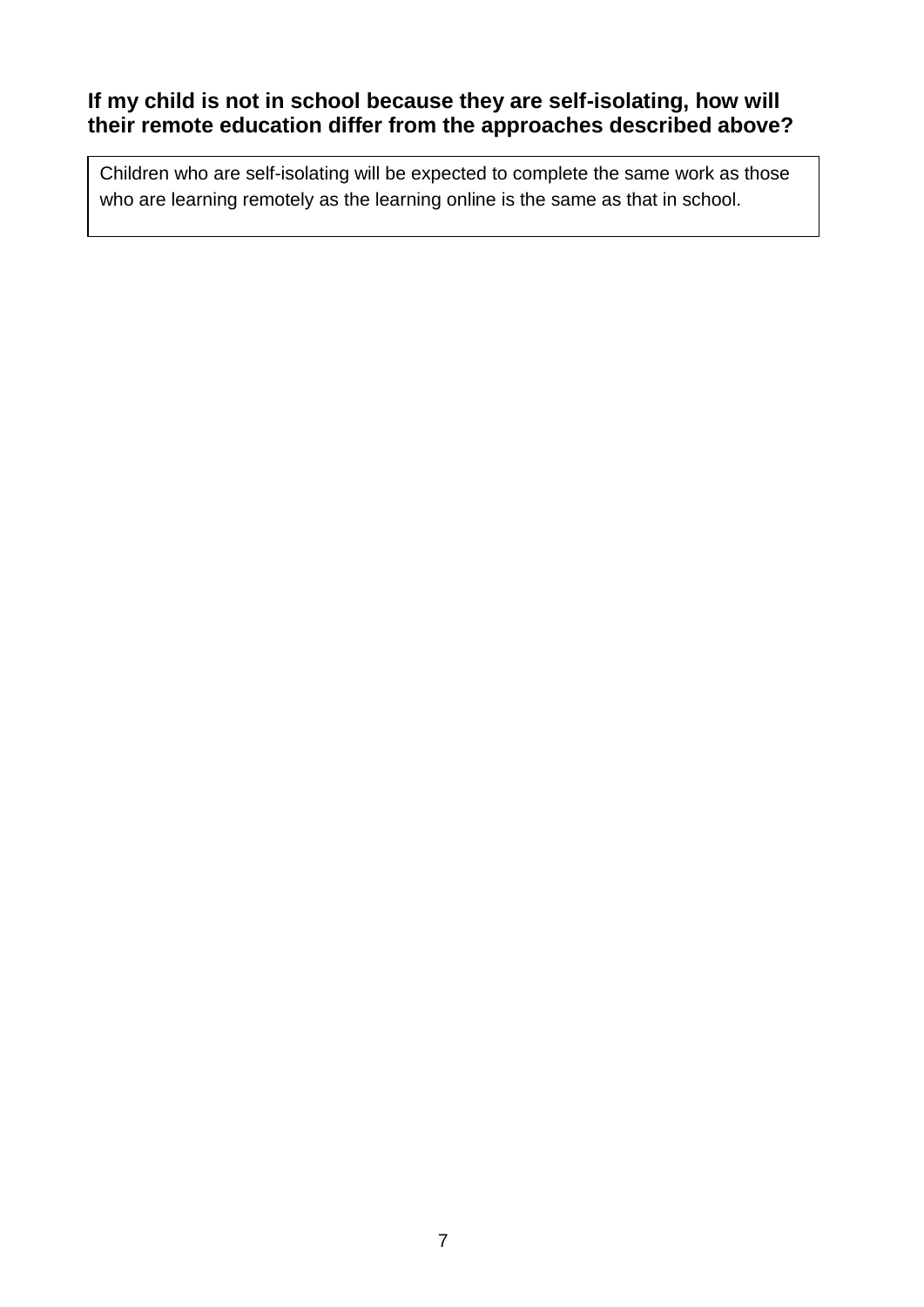### If my child is not in school because they are self-isolating, how will their remote education differ from the approaches described above?

| |
|---|
| Children who are self-isolating will be expected to complete the same work as those who are learning remotely as the learning online is the same as that in school. |